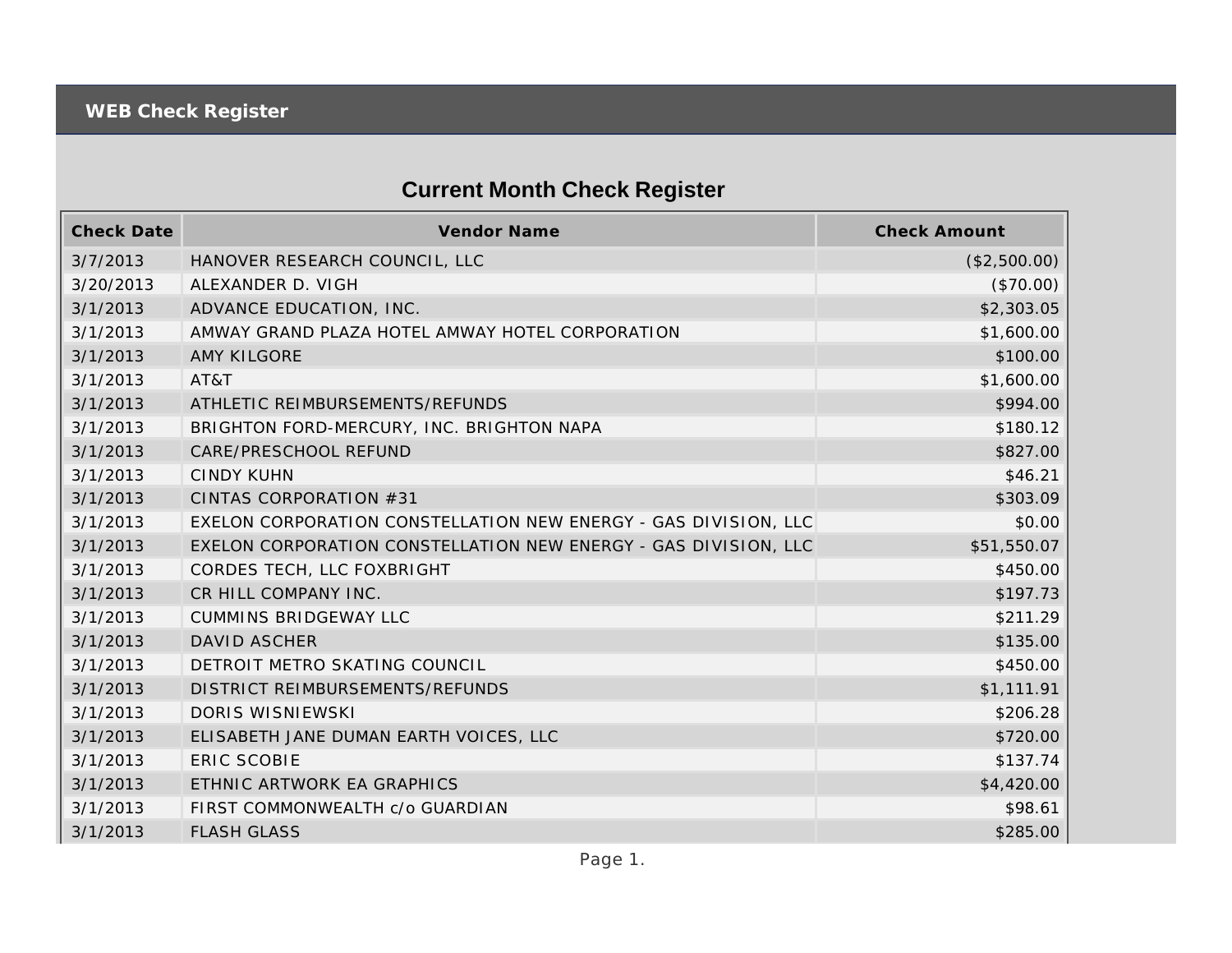WEB Check Register

## Current Month Check Register

| Check Date | Vendor Name | Check Amount |
|---|---|---|
| 3/7/2013 | HANOVER RESEARCH COUNCIL, LLC | ($2,500.00) |
| 3/20/2013 | ALEXANDER D. VIGH | ($70.00) |
| 3/1/2013 | ADVANCE EDUCATION, INC. | $2,303.05 |
| 3/1/2013 | AMWAY GRAND PLAZA HOTEL AMWAY HOTEL CORPORATION | $1,600.00 |
| 3/1/2013 | AMY KILGORE | $100.00 |
| 3/1/2013 | AT&T | $1,600.00 |
| 3/1/2013 | ATHLETIC REIMBURSEMENTS/REFUNDS | $994.00 |
| 3/1/2013 | BRIGHTON FORD-MERCURY, INC. BRIGHTON NAPA | $180.12 |
| 3/1/2013 | CARE/PRESCHOOL REFUND | $827.00 |
| 3/1/2013 | CINDY KUHN | $46.21 |
| 3/1/2013 | CINTAS CORPORATION #31 | $303.09 |
| 3/1/2013 | EXELON CORPORATION CONSTELLATION NEW ENERGY - GAS DIVISION, LLC | $0.00 |
| 3/1/2013 | EXELON CORPORATION CONSTELLATION NEW ENERGY - GAS DIVISION, LLC | $51,550.07 |
| 3/1/2013 | CORDES TECH, LLC FOXBRIGHT | $450.00 |
| 3/1/2013 | CR HILL COMPANY INC. | $197.73 |
| 3/1/2013 | CUMMINS BRIDGEWAY LLC | $211.29 |
| 3/1/2013 | DAVID ASCHER | $135.00 |
| 3/1/2013 | DETROIT METRO SKATING COUNCIL | $450.00 |
| 3/1/2013 | DISTRICT REIMBURSEMENTS/REFUNDS | $1,111.91 |
| 3/1/2013 | DORIS WISNIEWSKI | $206.28 |
| 3/1/2013 | ELISABETH JANE DUMAN EARTH VOICES, LLC | $720.00 |
| 3/1/2013 | ERIC SCOBIE | $137.74 |
| 3/1/2013 | ETHNIC ARTWORK EA GRAPHICS | $4,420.00 |
| 3/1/2013 | FIRST COMMONWEALTH c/o GUARDIAN | $98.61 |
| 3/1/2013 | FLASH GLASS | $285.00 |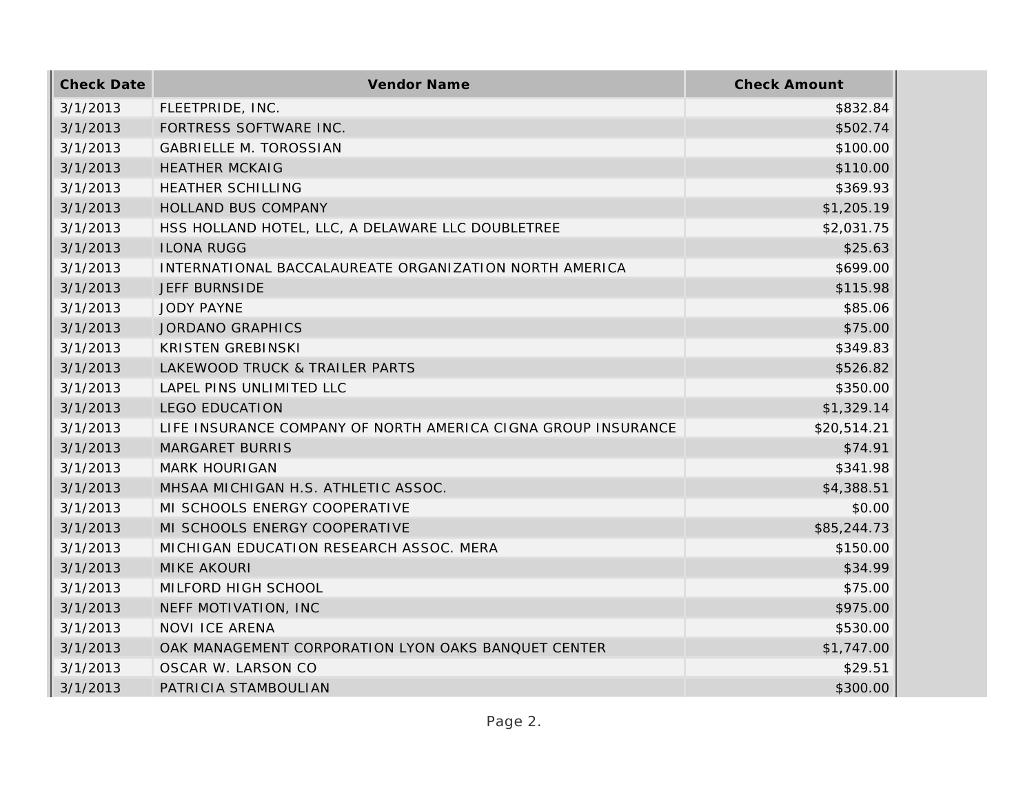| Check Date | Vendor Name | Check Amount |
|---|---|---|
| 3/1/2013 | FLEETPRIDE, INC. | $832.84 |
| 3/1/2013 | FORTRESS SOFTWARE INC. | $502.74 |
| 3/1/2013 | GABRIELLE M. TOROSSIAN | $100.00 |
| 3/1/2013 | HEATHER MCKAIG | $110.00 |
| 3/1/2013 | HEATHER SCHILLING | $369.93 |
| 3/1/2013 | HOLLAND BUS COMPANY | $1,205.19 |
| 3/1/2013 | HSS HOLLAND HOTEL, LLC, A DELAWARE LLC DOUBLETREE | $2,031.75 |
| 3/1/2013 | ILONA RUGG | $25.63 |
| 3/1/2013 | INTERNATIONAL BACCALAUREATE ORGANIZATION NORTH AMERICA | $699.00 |
| 3/1/2013 | JEFF BURNSIDE | $115.98 |
| 3/1/2013 | JODY PAYNE | $85.06 |
| 3/1/2013 | JORDANO GRAPHICS | $75.00 |
| 3/1/2013 | KRISTEN GREBINSKI | $349.83 |
| 3/1/2013 | LAKEWOOD TRUCK & TRAILER PARTS | $526.82 |
| 3/1/2013 | LAPEL PINS UNLIMITED LLC | $350.00 |
| 3/1/2013 | LEGO EDUCATION | $1,329.14 |
| 3/1/2013 | LIFE INSURANCE COMPANY OF NORTH AMERICA CIGNA GROUP INSURANCE | $20,514.21 |
| 3/1/2013 | MARGARET BURRIS | $74.91 |
| 3/1/2013 | MARK HOURIGAN | $341.98 |
| 3/1/2013 | MHSAA MICHIGAN H.S. ATHLETIC ASSOC. | $4,388.51 |
| 3/1/2013 | MI SCHOOLS ENERGY COOPERATIVE | $0.00 |
| 3/1/2013 | MI SCHOOLS ENERGY COOPERATIVE | $85,244.73 |
| 3/1/2013 | MICHIGAN EDUCATION RESEARCH ASSOC. MERA | $150.00 |
| 3/1/2013 | MIKE AKOURI | $34.99 |
| 3/1/2013 | MILFORD HIGH SCHOOL | $75.00 |
| 3/1/2013 | NEFF MOTIVATION, INC | $975.00 |
| 3/1/2013 | NOVI ICE ARENA | $530.00 |
| 3/1/2013 | OAK MANAGEMENT CORPORATION LYON OAKS BANQUET CENTER | $1,747.00 |
| 3/1/2013 | OSCAR W. LARSON CO | $29.51 |
| 3/1/2013 | PATRICIA STAMBOULIAN | $300.00 |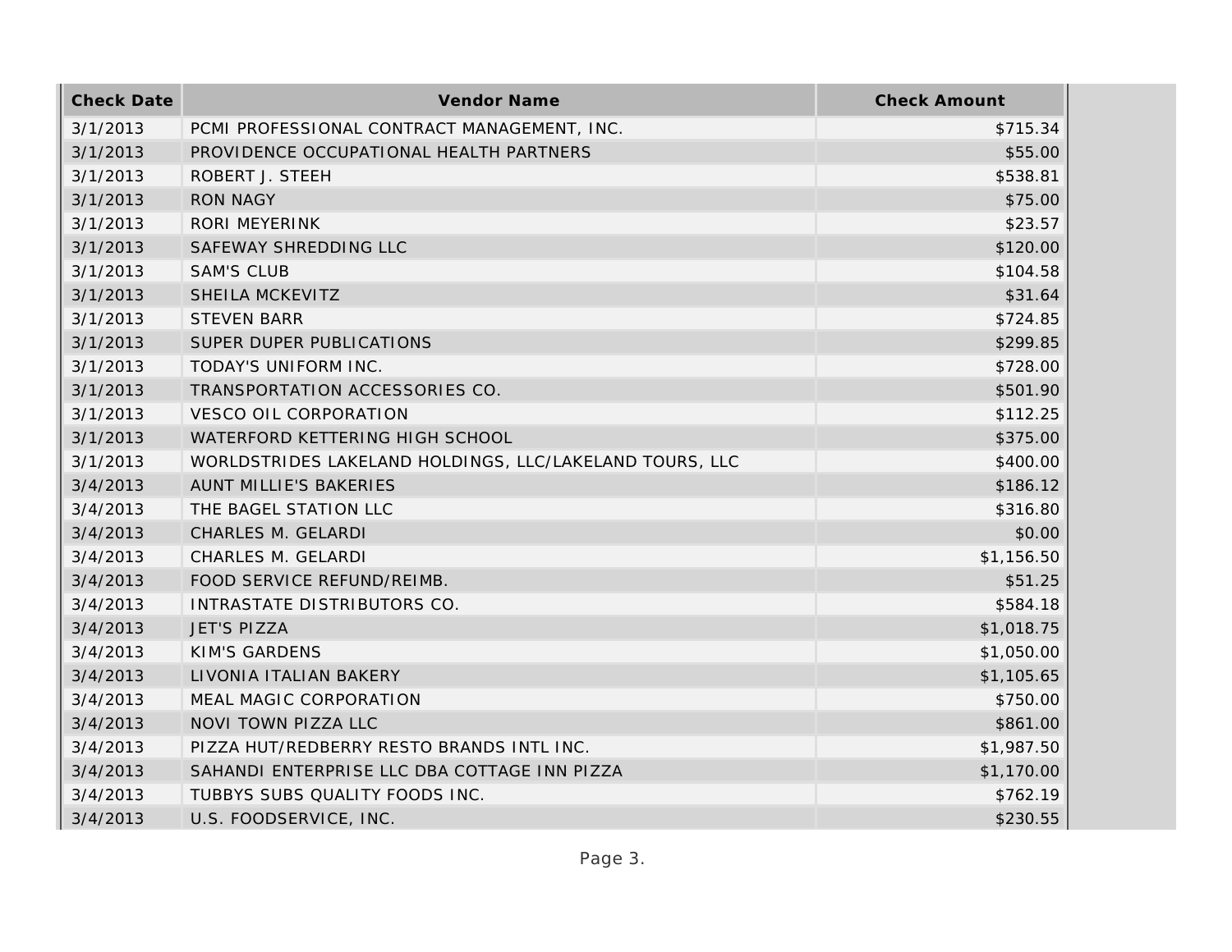| Check Date | Vendor Name | Check Amount |
| --- | --- | --- |
| 3/1/2013 | PCMI PROFESSIONAL CONTRACT MANAGEMENT, INC. | $715.34 |
| 3/1/2013 | PROVIDENCE OCCUPATIONAL HEALTH PARTNERS | $55.00 |
| 3/1/2013 | ROBERT J. STEEH | $538.81 |
| 3/1/2013 | RON NAGY | $75.00 |
| 3/1/2013 | RORI MEYERINK | $23.57 |
| 3/1/2013 | SAFEWAY SHREDDING LLC | $120.00 |
| 3/1/2013 | SAM'S CLUB | $104.58 |
| 3/1/2013 | SHEILA MCKEVITZ | $31.64 |
| 3/1/2013 | STEVEN BARR | $724.85 |
| 3/1/2013 | SUPER DUPER PUBLICATIONS | $299.85 |
| 3/1/2013 | TODAY'S UNIFORM INC. | $728.00 |
| 3/1/2013 | TRANSPORTATION ACCESSORIES CO. | $501.90 |
| 3/1/2013 | VESCO OIL CORPORATION | $112.25 |
| 3/1/2013 | WATERFORD KETTERING HIGH SCHOOL | $375.00 |
| 3/1/2013 | WORLDSTRIDES LAKELAND HOLDINGS, LLC/LAKELAND TOURS, LLC | $400.00 |
| 3/4/2013 | AUNT MILLIE'S BAKERIES | $186.12 |
| 3/4/2013 | THE BAGEL STATION LLC | $316.80 |
| 3/4/2013 | CHARLES M. GELARDI | $0.00 |
| 3/4/2013 | CHARLES M. GELARDI | $1,156.50 |
| 3/4/2013 | FOOD SERVICE REFUND/REIMB. | $51.25 |
| 3/4/2013 | INTRASTATE DISTRIBUTORS CO. | $584.18 |
| 3/4/2013 | JET'S PIZZA | $1,018.75 |
| 3/4/2013 | KIM'S GARDENS | $1,050.00 |
| 3/4/2013 | LIVONIA ITALIAN BAKERY | $1,105.65 |
| 3/4/2013 | MEAL MAGIC CORPORATION | $750.00 |
| 3/4/2013 | NOVI TOWN PIZZA LLC | $861.00 |
| 3/4/2013 | PIZZA HUT/REDBERRY RESTO BRANDS INTL INC. | $1,987.50 |
| 3/4/2013 | SAHANDI ENTERPRISE LLC DBA COTTAGE INN PIZZA | $1,170.00 |
| 3/4/2013 | TUBBYS SUBS QUALITY FOODS INC. | $762.19 |
| 3/4/2013 | U.S. FOODSERVICE, INC. | $230.55 |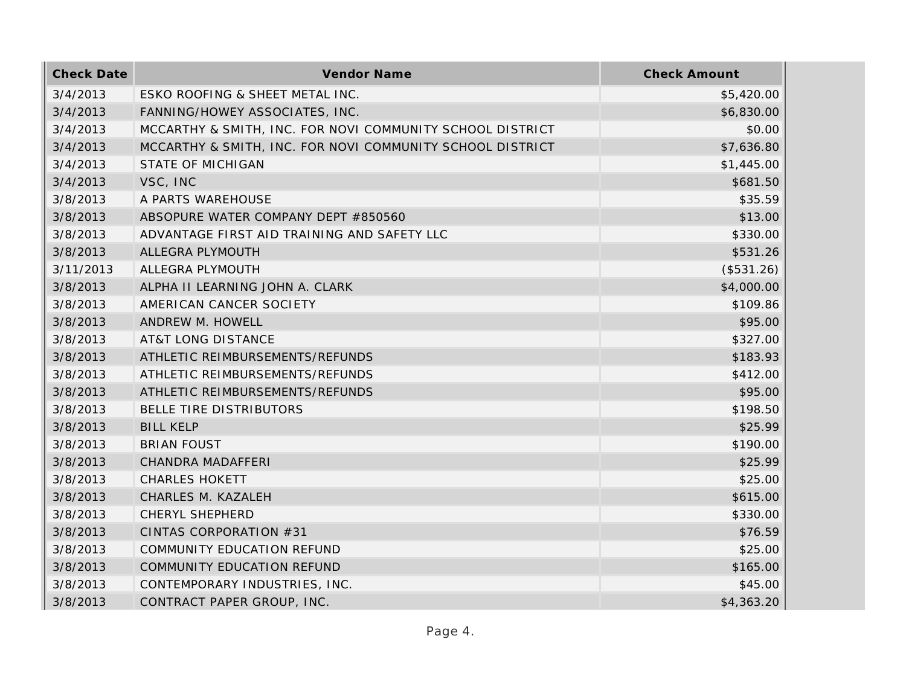| Check Date | Vendor Name | Check Amount |
| --- | --- | --- |
| 3/4/2013 | ESKO ROOFING & SHEET METAL INC. | $5,420.00 |
| 3/4/2013 | FANNING/HOWEY ASSOCIATES, INC. | $6,830.00 |
| 3/4/2013 | MCCARTHY & SMITH, INC. FOR NOVI COMMUNITY SCHOOL DISTRICT | $0.00 |
| 3/4/2013 | MCCARTHY & SMITH, INC. FOR NOVI COMMUNITY SCHOOL DISTRICT | $7,636.80 |
| 3/4/2013 | STATE OF MICHIGAN | $1,445.00 |
| 3/4/2013 | VSC, INC | $681.50 |
| 3/8/2013 | A PARTS WAREHOUSE | $35.59 |
| 3/8/2013 | ABSOPURE WATER COMPANY DEPT #850560 | $13.00 |
| 3/8/2013 | ADVANTAGE FIRST AID TRAINING AND SAFETY LLC | $330.00 |
| 3/8/2013 | ALLEGRA PLYMOUTH | $531.26 |
| 3/11/2013 | ALLEGRA PLYMOUTH | ($531.26) |
| 3/8/2013 | ALPHA II LEARNING JOHN A. CLARK | $4,000.00 |
| 3/8/2013 | AMERICAN CANCER SOCIETY | $109.86 |
| 3/8/2013 | ANDREW M. HOWELL | $95.00 |
| 3/8/2013 | AT&T LONG DISTANCE | $327.00 |
| 3/8/2013 | ATHLETIC REIMBURSEMENTS/REFUNDS | $183.93 |
| 3/8/2013 | ATHLETIC REIMBURSEMENTS/REFUNDS | $412.00 |
| 3/8/2013 | ATHLETIC REIMBURSEMENTS/REFUNDS | $95.00 |
| 3/8/2013 | BELLE TIRE DISTRIBUTORS | $198.50 |
| 3/8/2013 | BILL KELP | $25.99 |
| 3/8/2013 | BRIAN FOUST | $190.00 |
| 3/8/2013 | CHANDRA MADAFFERI | $25.99 |
| 3/8/2013 | CHARLES HOKETT | $25.00 |
| 3/8/2013 | CHARLES M. KAZALEH | $615.00 |
| 3/8/2013 | CHERYL SHEPHERD | $330.00 |
| 3/8/2013 | CINTAS CORPORATION #31 | $76.59 |
| 3/8/2013 | COMMUNITY EDUCATION REFUND | $25.00 |
| 3/8/2013 | COMMUNITY EDUCATION REFUND | $165.00 |
| 3/8/2013 | CONTEMPORARY INDUSTRIES, INC. | $45.00 |
| 3/8/2013 | CONTRACT PAPER GROUP, INC. | $4,363.20 |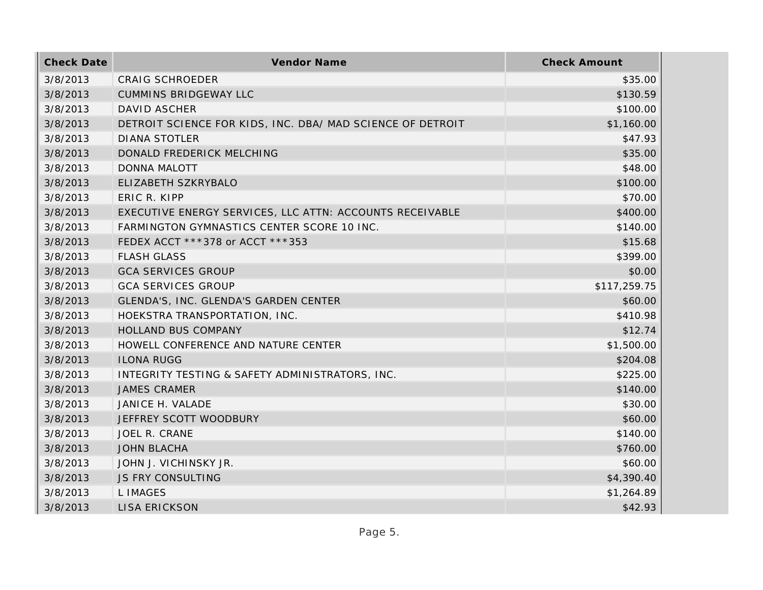| Check Date | Vendor Name | Check Amount |
| --- | --- | --- |
| 3/8/2013 | CRAIG SCHROEDER | $35.00 |
| 3/8/2013 | CUMMINS BRIDGEWAY LLC | $130.59 |
| 3/8/2013 | DAVID ASCHER | $100.00 |
| 3/8/2013 | DETROIT SCIENCE FOR KIDS, INC. DBA/ MAD SCIENCE OF DETROIT | $1,160.00 |
| 3/8/2013 | DIANA STOTLER | $47.93 |
| 3/8/2013 | DONALD FREDERICK MELCHING | $35.00 |
| 3/8/2013 | DONNA MALOTT | $48.00 |
| 3/8/2013 | ELIZABETH SZKRYBALO | $100.00 |
| 3/8/2013 | ERIC R. KIPP | $70.00 |
| 3/8/2013 | EXECUTIVE ENERGY SERVICES, LLC ATTN: ACCOUNTS RECEIVABLE | $400.00 |
| 3/8/2013 | FARMINGTON GYMNASTICS CENTER SCORE 10 INC. | $140.00 |
| 3/8/2013 | FEDEX ACCT ***378 or ACCT ***353 | $15.68 |
| 3/8/2013 | FLASH GLASS | $399.00 |
| 3/8/2013 | GCA SERVICES GROUP | $0.00 |
| 3/8/2013 | GCA SERVICES GROUP | $117,259.75 |
| 3/8/2013 | GLENDA'S, INC. GLENDA'S GARDEN CENTER | $60.00 |
| 3/8/2013 | HOEKSTRA TRANSPORTATION, INC. | $410.98 |
| 3/8/2013 | HOLLAND BUS COMPANY | $12.74 |
| 3/8/2013 | HOWELL CONFERENCE AND NATURE CENTER | $1,500.00 |
| 3/8/2013 | ILONA RUGG | $204.08 |
| 3/8/2013 | INTEGRITY TESTING & SAFETY ADMINISTRATORS, INC. | $225.00 |
| 3/8/2013 | JAMES CRAMER | $140.00 |
| 3/8/2013 | JANICE H. VALADE | $30.00 |
| 3/8/2013 | JEFFREY SCOTT WOODBURY | $60.00 |
| 3/8/2013 | JOEL R. CRANE | $140.00 |
| 3/8/2013 | JOHN BLACHA | $760.00 |
| 3/8/2013 | JOHN J. VICHINSKY JR. | $60.00 |
| 3/8/2013 | JS FRY CONSULTING | $4,390.40 |
| 3/8/2013 | L IMAGES | $1,264.89 |
| 3/8/2013 | LISA ERICKSON | $42.93 |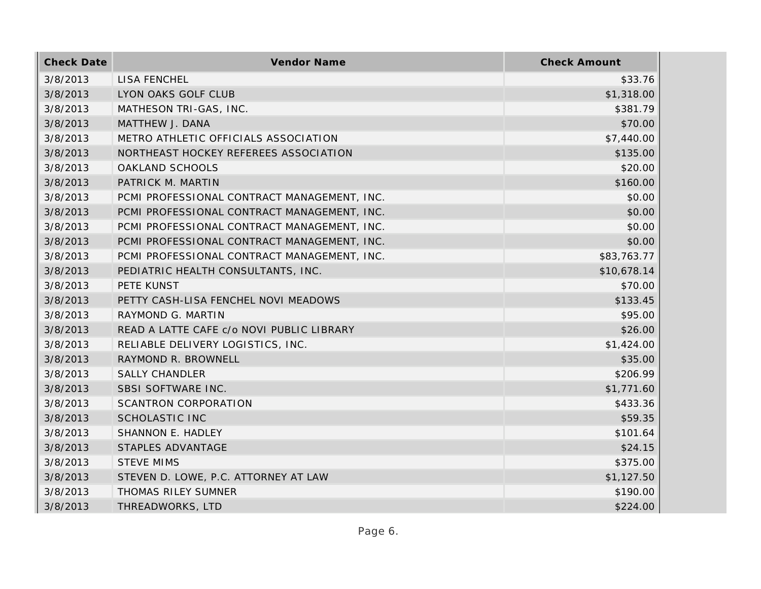| Check Date | Vendor Name | Check Amount |
| --- | --- | --- |
| 3/8/2013 | LISA FENCHEL | $33.76 |
| 3/8/2013 | LYON OAKS GOLF CLUB | $1,318.00 |
| 3/8/2013 | MATHESON TRI-GAS, INC. | $381.79 |
| 3/8/2013 | MATTHEW J. DANA | $70.00 |
| 3/8/2013 | METRO ATHLETIC OFFICIALS ASSOCIATION | $7,440.00 |
| 3/8/2013 | NORTHEAST HOCKEY REFEREES ASSOCIATION | $135.00 |
| 3/8/2013 | OAKLAND SCHOOLS | $20.00 |
| 3/8/2013 | PATRICK M. MARTIN | $160.00 |
| 3/8/2013 | PCMI PROFESSIONAL CONTRACT MANAGEMENT, INC. | $0.00 |
| 3/8/2013 | PCMI PROFESSIONAL CONTRACT MANAGEMENT, INC. | $0.00 |
| 3/8/2013 | PCMI PROFESSIONAL CONTRACT MANAGEMENT, INC. | $0.00 |
| 3/8/2013 | PCMI PROFESSIONAL CONTRACT MANAGEMENT, INC. | $0.00 |
| 3/8/2013 | PCMI PROFESSIONAL CONTRACT MANAGEMENT, INC. | $83,763.77 |
| 3/8/2013 | PEDIATRIC HEALTH CONSULTANTS, INC. | $10,678.14 |
| 3/8/2013 | PETE KUNST | $70.00 |
| 3/8/2013 | PETTY CASH-LISA FENCHEL NOVI MEADOWS | $133.45 |
| 3/8/2013 | RAYMOND G. MARTIN | $95.00 |
| 3/8/2013 | READ A LATTE CAFE c/o NOVI PUBLIC LIBRARY | $26.00 |
| 3/8/2013 | RELIABLE DELIVERY LOGISTICS, INC. | $1,424.00 |
| 3/8/2013 | RAYMOND R. BROWNELL | $35.00 |
| 3/8/2013 | SALLY CHANDLER | $206.99 |
| 3/8/2013 | SBSI SOFTWARE INC. | $1,771.60 |
| 3/8/2013 | SCANTRON CORPORATION | $433.36 |
| 3/8/2013 | SCHOLASTIC INC | $59.35 |
| 3/8/2013 | SHANNON E. HADLEY | $101.64 |
| 3/8/2013 | STAPLES ADVANTAGE | $24.15 |
| 3/8/2013 | STEVE MIMS | $375.00 |
| 3/8/2013 | STEVEN D. LOWE, P.C. ATTORNEY AT LAW | $1,127.50 |
| 3/8/2013 | THOMAS RILEY SUMNER | $190.00 |
| 3/8/2013 | THREADWORKS, LTD | $224.00 |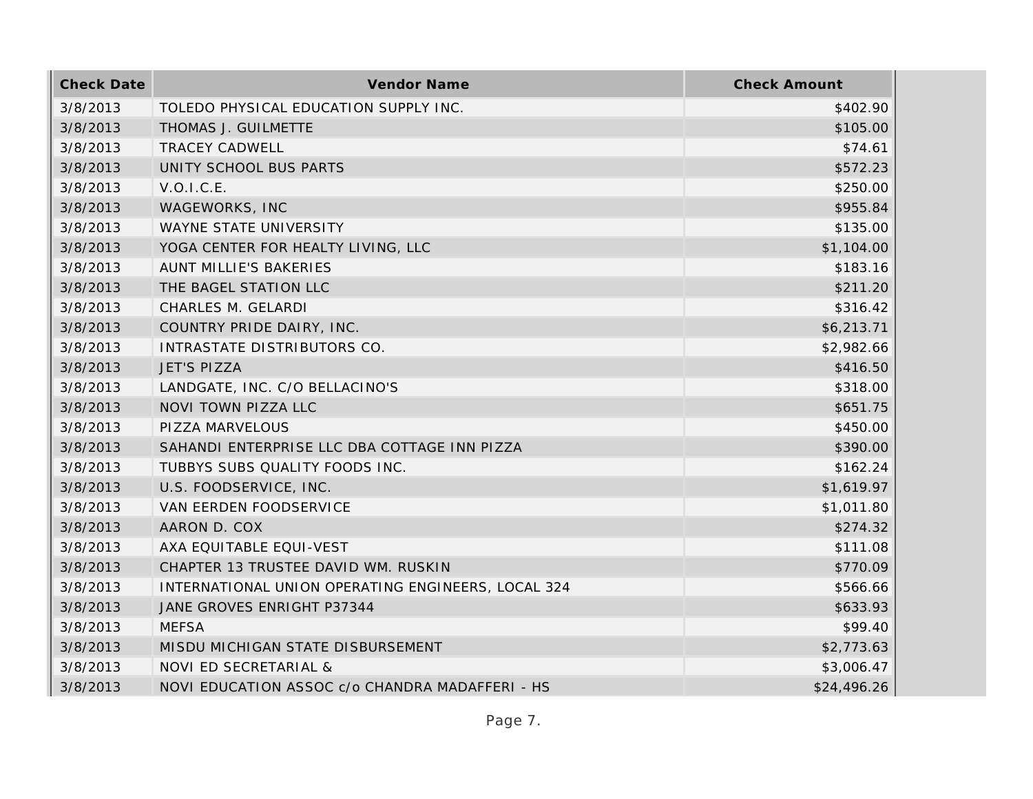| Check Date | Vendor Name | Check Amount |
|---|---|---|
| 3/8/2013 | TOLEDO PHYSICAL EDUCATION SUPPLY INC. | $402.90 |
| 3/8/2013 | THOMAS J. GUILMETTE | $105.00 |
| 3/8/2013 | TRACEY CADWELL | $74.61 |
| 3/8/2013 | UNITY SCHOOL BUS PARTS | $572.23 |
| 3/8/2013 | V.O.I.C.E. | $250.00 |
| 3/8/2013 | WAGEWORKS, INC | $955.84 |
| 3/8/2013 | WAYNE STATE UNIVERSITY | $135.00 |
| 3/8/2013 | YOGA CENTER FOR HEALTY LIVING, LLC | $1,104.00 |
| 3/8/2013 | AUNT MILLIE'S BAKERIES | $183.16 |
| 3/8/2013 | THE BAGEL STATION LLC | $211.20 |
| 3/8/2013 | CHARLES M. GELARDI | $316.42 |
| 3/8/2013 | COUNTRY PRIDE DAIRY, INC. | $6,213.71 |
| 3/8/2013 | INTRASTATE DISTRIBUTORS CO. | $2,982.66 |
| 3/8/2013 | JET'S PIZZA | $416.50 |
| 3/8/2013 | LANDGATE, INC. C/O BELLACINO'S | $318.00 |
| 3/8/2013 | NOVI TOWN PIZZA LLC | $651.75 |
| 3/8/2013 | PIZZA MARVELOUS | $450.00 |
| 3/8/2013 | SAHANDI ENTERPRISE LLC DBA COTTAGE INN PIZZA | $390.00 |
| 3/8/2013 | TUBBYS SUBS QUALITY FOODS INC. | $162.24 |
| 3/8/2013 | U.S. FOODSERVICE, INC. | $1,619.97 |
| 3/8/2013 | VAN EERDEN FOODSERVICE | $1,011.80 |
| 3/8/2013 | AARON D. COX | $274.32 |
| 3/8/2013 | AXA EQUITABLE EQUI-VEST | $111.08 |
| 3/8/2013 | CHAPTER 13 TRUSTEE DAVID WM. RUSKIN | $770.09 |
| 3/8/2013 | INTERNATIONAL UNION OPERATING ENGINEERS, LOCAL 324 | $566.66 |
| 3/8/2013 | JANE GROVES ENRIGHT P37344 | $633.93 |
| 3/8/2013 | MEFSA | $99.40 |
| 3/8/2013 | MISDU MICHIGAN STATE DISBURSEMENT | $2,773.63 |
| 3/8/2013 | NOVI ED SECRETARIAL & | $3,006.47 |
| 3/8/2013 | NOVI EDUCATION ASSOC c/o CHANDRA MADAFFERI - HS | $24,496.26 |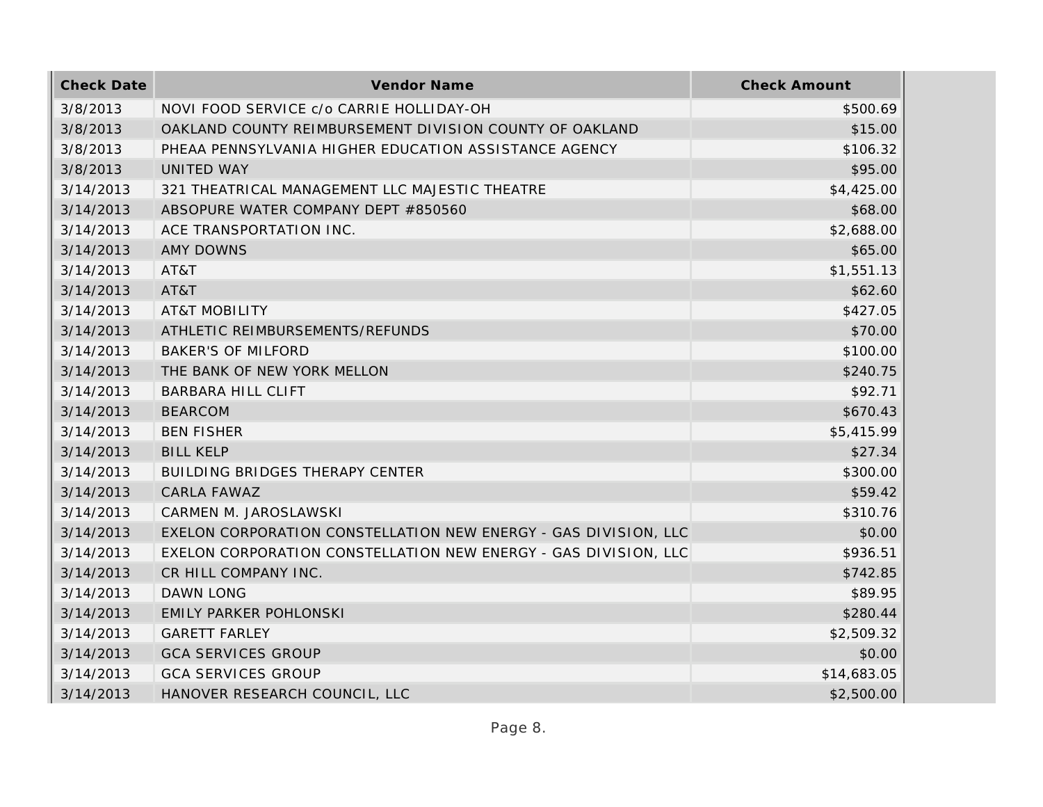| Check Date | Vendor Name | Check Amount |
|---|---|---|
| 3/8/2013 | NOVI FOOD SERVICE c/o CARRIE HOLLIDAY-OH | $500.69 |
| 3/8/2013 | OAKLAND COUNTY REIMBURSEMENT DIVISION COUNTY OF OAKLAND | $15.00 |
| 3/8/2013 | PHEAA PENNSYLVANIA HIGHER EDUCATION ASSISTANCE AGENCY | $106.32 |
| 3/8/2013 | UNITED WAY | $95.00 |
| 3/14/2013 | 321 THEATRICAL MANAGEMENT LLC MAJESTIC THEATRE | $4,425.00 |
| 3/14/2013 | ABSOPURE WATER COMPANY DEPT #850560 | $68.00 |
| 3/14/2013 | ACE TRANSPORTATION INC. | $2,688.00 |
| 3/14/2013 | AMY DOWNS | $65.00 |
| 3/14/2013 | AT&T | $1,551.13 |
| 3/14/2013 | AT&T | $62.60 |
| 3/14/2013 | AT&T MOBILITY | $427.05 |
| 3/14/2013 | ATHLETIC REIMBURSEMENTS/REFUNDS | $70.00 |
| 3/14/2013 | BAKER'S OF MILFORD | $100.00 |
| 3/14/2013 | THE BANK OF NEW YORK MELLON | $240.75 |
| 3/14/2013 | BARBARA HILL CLIFT | $92.71 |
| 3/14/2013 | BEARCOM | $670.43 |
| 3/14/2013 | BEN FISHER | $5,415.99 |
| 3/14/2013 | BILL KELP | $27.34 |
| 3/14/2013 | BUILDING BRIDGES THERAPY CENTER | $300.00 |
| 3/14/2013 | CARLA FAWAZ | $59.42 |
| 3/14/2013 | CARMEN M. JAROSLAWSKI | $310.76 |
| 3/14/2013 | EXELON CORPORATION CONSTELLATION NEW ENERGY - GAS DIVISION, LLC | $0.00 |
| 3/14/2013 | EXELON CORPORATION CONSTELLATION NEW ENERGY - GAS DIVISION, LLC | $936.51 |
| 3/14/2013 | CR HILL COMPANY INC. | $742.85 |
| 3/14/2013 | DAWN LONG | $89.95 |
| 3/14/2013 | EMILY PARKER POHLONSKI | $280.44 |
| 3/14/2013 | GARETT FARLEY | $2,509.32 |
| 3/14/2013 | GCA SERVICES GROUP | $0.00 |
| 3/14/2013 | GCA SERVICES GROUP | $14,683.05 |
| 3/14/2013 | HANOVER RESEARCH COUNCIL, LLC | $2,500.00 |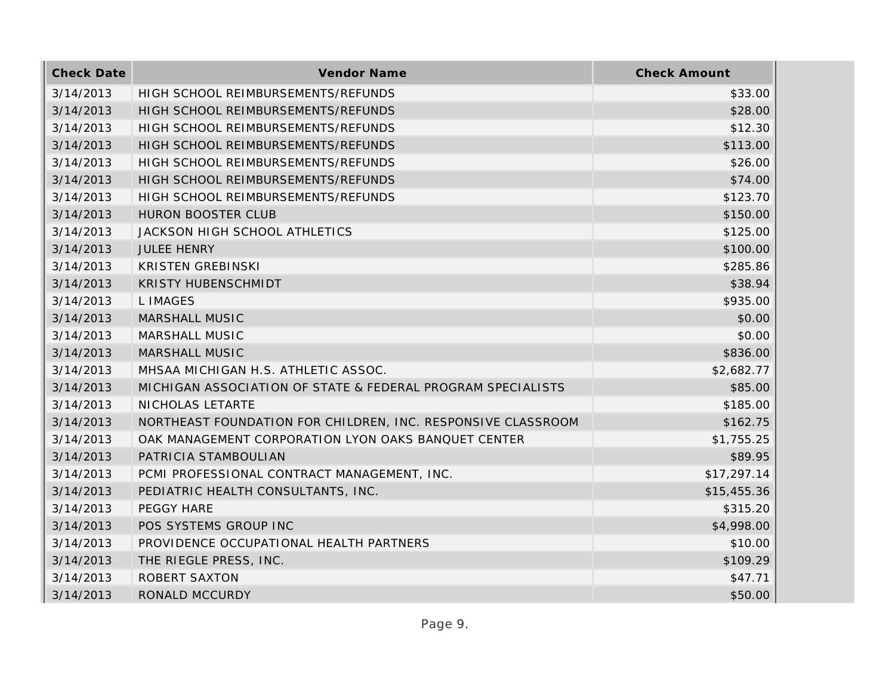| Check Date | Vendor Name | Check Amount |
| --- | --- | --- |
| 3/14/2013 | HIGH SCHOOL REIMBURSEMENTS/REFUNDS | $33.00 |
| 3/14/2013 | HIGH SCHOOL REIMBURSEMENTS/REFUNDS | $28.00 |
| 3/14/2013 | HIGH SCHOOL REIMBURSEMENTS/REFUNDS | $12.30 |
| 3/14/2013 | HIGH SCHOOL REIMBURSEMENTS/REFUNDS | $113.00 |
| 3/14/2013 | HIGH SCHOOL REIMBURSEMENTS/REFUNDS | $26.00 |
| 3/14/2013 | HIGH SCHOOL REIMBURSEMENTS/REFUNDS | $74.00 |
| 3/14/2013 | HIGH SCHOOL REIMBURSEMENTS/REFUNDS | $123.70 |
| 3/14/2013 | HURON BOOSTER CLUB | $150.00 |
| 3/14/2013 | JACKSON HIGH SCHOOL ATHLETICS | $125.00 |
| 3/14/2013 | JULEE HENRY | $100.00 |
| 3/14/2013 | KRISTEN GREBINSKI | $285.86 |
| 3/14/2013 | KRISTY HUBENSCHMIDT | $38.94 |
| 3/14/2013 | L IMAGES | $935.00 |
| 3/14/2013 | MARSHALL MUSIC | $0.00 |
| 3/14/2013 | MARSHALL MUSIC | $0.00 |
| 3/14/2013 | MARSHALL MUSIC | $836.00 |
| 3/14/2013 | MHSAA MICHIGAN H.S. ATHLETIC ASSOC. | $2,682.77 |
| 3/14/2013 | MICHIGAN ASSOCIATION OF STATE & FEDERAL PROGRAM SPECIALISTS | $85.00 |
| 3/14/2013 | NICHOLAS LETARTE | $185.00 |
| 3/14/2013 | NORTHEAST FOUNDATION FOR CHILDREN, INC. RESPONSIVE CLASSROOM | $162.75 |
| 3/14/2013 | OAK MANAGEMENT CORPORATION LYON OAKS BANQUET CENTER | $1,755.25 |
| 3/14/2013 | PATRICIA STAMBOULIAN | $89.95 |
| 3/14/2013 | PCMI PROFESSIONAL CONTRACT MANAGEMENT, INC. | $17,297.14 |
| 3/14/2013 | PEDIATRIC HEALTH CONSULTANTS, INC. | $15,455.36 |
| 3/14/2013 | PEGGY HARE | $315.20 |
| 3/14/2013 | POS SYSTEMS GROUP INC | $4,998.00 |
| 3/14/2013 | PROVIDENCE OCCUPATIONAL HEALTH PARTNERS | $10.00 |
| 3/14/2013 | THE RIEGLE PRESS, INC. | $109.29 |
| 3/14/2013 | ROBERT SAXTON | $47.71 |
| 3/14/2013 | RONALD MCCURDY | $50.00 |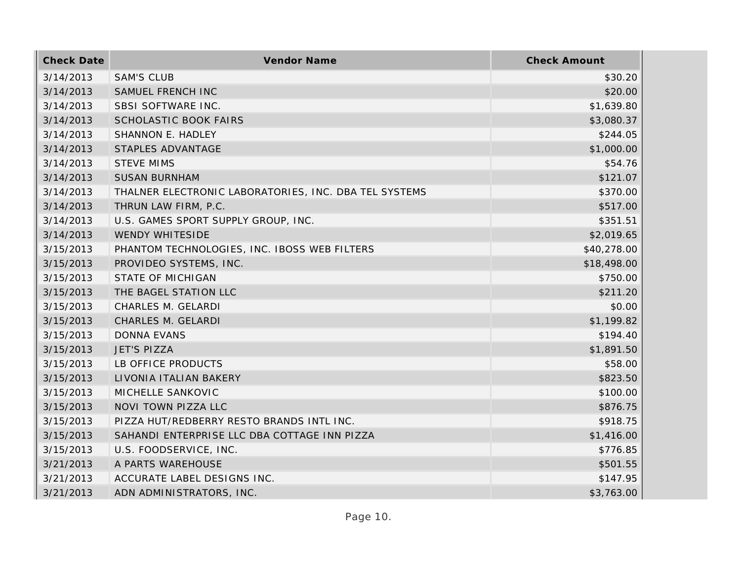| Check Date | Vendor Name | Check Amount |
|---|---|---|
| 3/14/2013 | SAM'S CLUB | $30.20 |
| 3/14/2013 | SAMUEL FRENCH INC | $20.00 |
| 3/14/2013 | SBSI SOFTWARE INC. | $1,639.80 |
| 3/14/2013 | SCHOLASTIC BOOK FAIRS | $3,080.37 |
| 3/14/2013 | SHANNON E. HADLEY | $244.05 |
| 3/14/2013 | STAPLES ADVANTAGE | $1,000.00 |
| 3/14/2013 | STEVE MIMS | $54.76 |
| 3/14/2013 | SUSAN BURNHAM | $121.07 |
| 3/14/2013 | THALNER ELECTRONIC LABORATORIES, INC. DBA TEL SYSTEMS | $370.00 |
| 3/14/2013 | THRUN LAW FIRM, P.C. | $517.00 |
| 3/14/2013 | U.S. GAMES SPORT SUPPLY GROUP, INC. | $351.51 |
| 3/14/2013 | WENDY WHITESIDE | $2,019.65 |
| 3/15/2013 | PHANTOM TECHNOLOGIES, INC. IBOSS WEB FILTERS | $40,278.00 |
| 3/15/2013 | PROVIDEO SYSTEMS, INC. | $18,498.00 |
| 3/15/2013 | STATE OF MICHIGAN | $750.00 |
| 3/15/2013 | THE BAGEL STATION LLC | $211.20 |
| 3/15/2013 | CHARLES M. GELARDI | $0.00 |
| 3/15/2013 | CHARLES M. GELARDI | $1,199.82 |
| 3/15/2013 | DONNA EVANS | $194.40 |
| 3/15/2013 | JET'S PIZZA | $1,891.50 |
| 3/15/2013 | LB OFFICE PRODUCTS | $58.00 |
| 3/15/2013 | LIVONIA ITALIAN BAKERY | $823.50 |
| 3/15/2013 | MICHELLE SANKOVIC | $100.00 |
| 3/15/2013 | NOVI TOWN PIZZA LLC | $876.75 |
| 3/15/2013 | PIZZA HUT/REDBERRY RESTO BRANDS INTL INC. | $918.75 |
| 3/15/2013 | SAHANDI ENTERPRISE LLC DBA COTTAGE INN PIZZA | $1,416.00 |
| 3/15/2013 | U.S. FOODSERVICE, INC. | $776.85 |
| 3/21/2013 | A PARTS WAREHOUSE | $501.55 |
| 3/21/2013 | ACCURATE LABEL DESIGNS INC. | $147.95 |
| 3/21/2013 | ADN ADMINISTRATORS, INC. | $3,763.00 |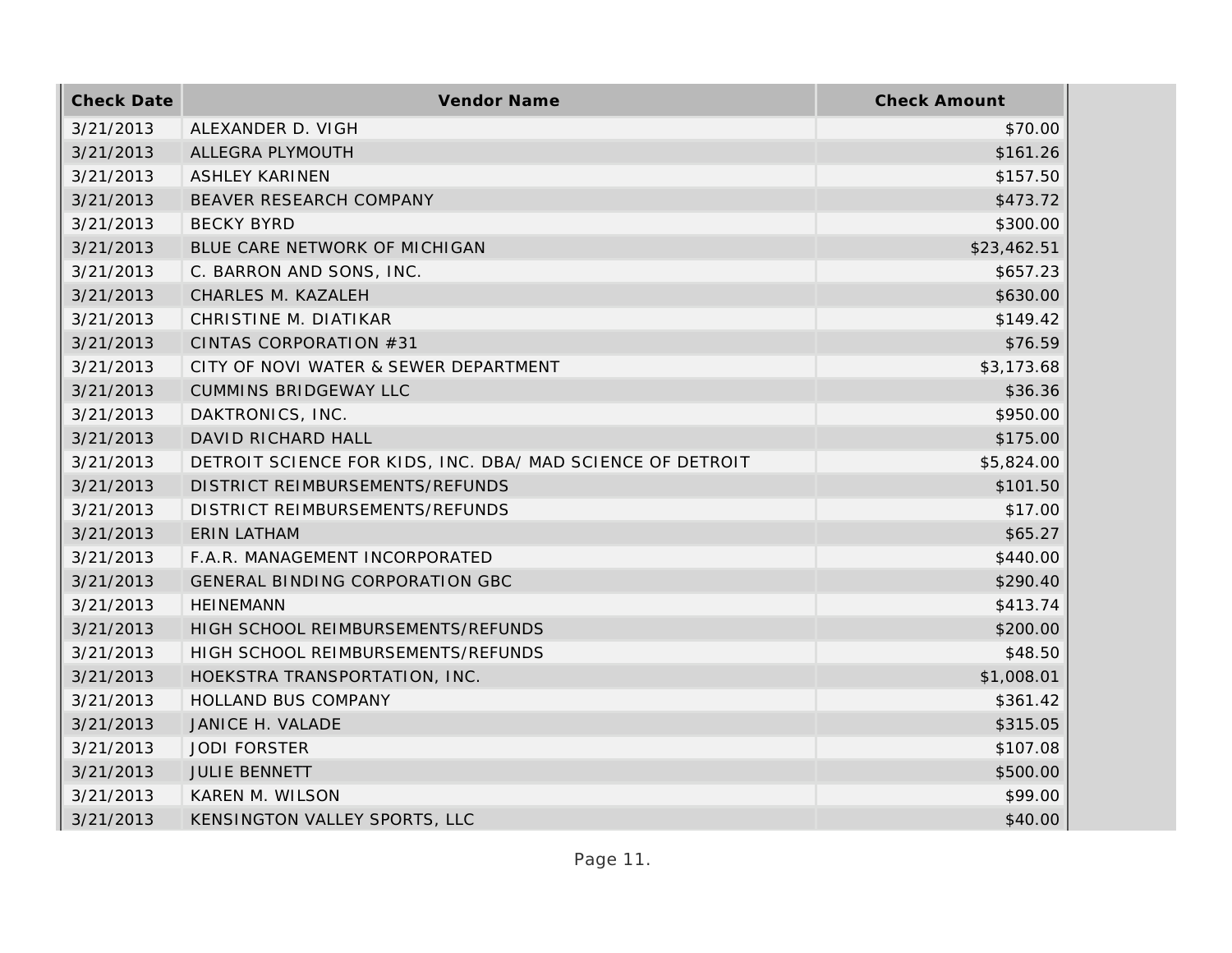| Check Date | Vendor Name | Check Amount |
| --- | --- | --- |
| 3/21/2013 | ALEXANDER D. VIGH | $70.00 |
| 3/21/2013 | ALLEGRA PLYMOUTH | $161.26 |
| 3/21/2013 | ASHLEY KARINEN | $157.50 |
| 3/21/2013 | BEAVER RESEARCH COMPANY | $473.72 |
| 3/21/2013 | BECKY BYRD | $300.00 |
| 3/21/2013 | BLUE CARE NETWORK OF MICHIGAN | $23,462.51 |
| 3/21/2013 | C. BARRON AND SONS, INC. | $657.23 |
| 3/21/2013 | CHARLES M. KAZALEH | $630.00 |
| 3/21/2013 | CHRISTINE M. DIATIKAR | $149.42 |
| 3/21/2013 | CINTAS CORPORATION #31 | $76.59 |
| 3/21/2013 | CITY OF NOVI WATER & SEWER DEPARTMENT | $3,173.68 |
| 3/21/2013 | CUMMINS BRIDGEWAY LLC | $36.36 |
| 3/21/2013 | DAKTRONICS, INC. | $950.00 |
| 3/21/2013 | DAVID RICHARD HALL | $175.00 |
| 3/21/2013 | DETROIT SCIENCE FOR KIDS, INC. DBA/ MAD SCIENCE OF DETROIT | $5,824.00 |
| 3/21/2013 | DISTRICT REIMBURSEMENTS/REFUNDS | $101.50 |
| 3/21/2013 | DISTRICT REIMBURSEMENTS/REFUNDS | $17.00 |
| 3/21/2013 | ERIN LATHAM | $65.27 |
| 3/21/2013 | F.A.R. MANAGEMENT INCORPORATED | $440.00 |
| 3/21/2013 | GENERAL BINDING CORPORATION GBC | $290.40 |
| 3/21/2013 | HEINEMANN | $413.74 |
| 3/21/2013 | HIGH SCHOOL REIMBURSEMENTS/REFUNDS | $200.00 |
| 3/21/2013 | HIGH SCHOOL REIMBURSEMENTS/REFUNDS | $48.50 |
| 3/21/2013 | HOEKSTRA TRANSPORTATION, INC. | $1,008.01 |
| 3/21/2013 | HOLLAND BUS COMPANY | $361.42 |
| 3/21/2013 | JANICE H. VALADE | $315.05 |
| 3/21/2013 | JODI FORSTER | $107.08 |
| 3/21/2013 | JULIE BENNETT | $500.00 |
| 3/21/2013 | KAREN M. WILSON | $99.00 |
| 3/21/2013 | KENSINGTON VALLEY SPORTS, LLC | $40.00 |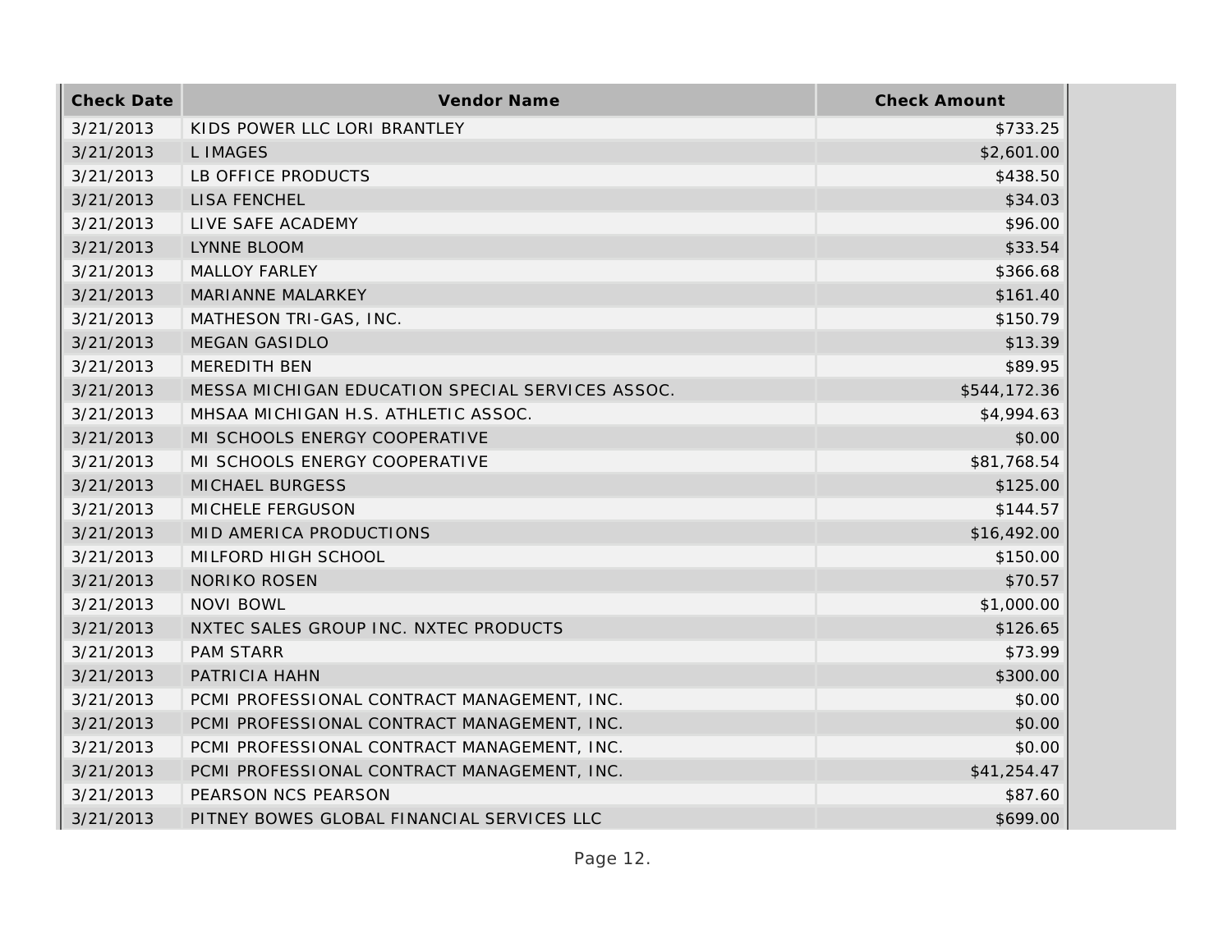| Check Date | Vendor Name | Check Amount |
|---|---|---|
| 3/21/2013 | KIDS POWER LLC LORI BRANTLEY | $733.25 |
| 3/21/2013 | L IMAGES | $2,601.00 |
| 3/21/2013 | LB OFFICE PRODUCTS | $438.50 |
| 3/21/2013 | LISA FENCHEL | $34.03 |
| 3/21/2013 | LIVE SAFE ACADEMY | $96.00 |
| 3/21/2013 | LYNNE BLOOM | $33.54 |
| 3/21/2013 | MALLOY FARLEY | $366.68 |
| 3/21/2013 | MARIANNE MALARKEY | $161.40 |
| 3/21/2013 | MATHESON TRI-GAS, INC. | $150.79 |
| 3/21/2013 | MEGAN GASIDLO | $13.39 |
| 3/21/2013 | MEREDITH BEN | $89.95 |
| 3/21/2013 | MESSA MICHIGAN EDUCATION SPECIAL SERVICES ASSOC. | $544,172.36 |
| 3/21/2013 | MHSAA MICHIGAN H.S. ATHLETIC ASSOC. | $4,994.63 |
| 3/21/2013 | MI SCHOOLS ENERGY COOPERATIVE | $0.00 |
| 3/21/2013 | MI SCHOOLS ENERGY COOPERATIVE | $81,768.54 |
| 3/21/2013 | MICHAEL BURGESS | $125.00 |
| 3/21/2013 | MICHELE FERGUSON | $144.57 |
| 3/21/2013 | MID AMERICA PRODUCTIONS | $16,492.00 |
| 3/21/2013 | MILFORD HIGH SCHOOL | $150.00 |
| 3/21/2013 | NORIKO ROSEN | $70.57 |
| 3/21/2013 | NOVI BOWL | $1,000.00 |
| 3/21/2013 | NXTEC SALES GROUP INC. NXTEC PRODUCTS | $126.65 |
| 3/21/2013 | PAM STARR | $73.99 |
| 3/21/2013 | PATRICIA HAHN | $300.00 |
| 3/21/2013 | PCMI PROFESSIONAL CONTRACT MANAGEMENT, INC. | $0.00 |
| 3/21/2013 | PCMI PROFESSIONAL CONTRACT MANAGEMENT, INC. | $0.00 |
| 3/21/2013 | PCMI PROFESSIONAL CONTRACT MANAGEMENT, INC. | $0.00 |
| 3/21/2013 | PCMI PROFESSIONAL CONTRACT MANAGEMENT, INC. | $41,254.47 |
| 3/21/2013 | PEARSON NCS PEARSON | $87.60 |
| 3/21/2013 | PITNEY BOWES GLOBAL FINANCIAL SERVICES LLC | $699.00 |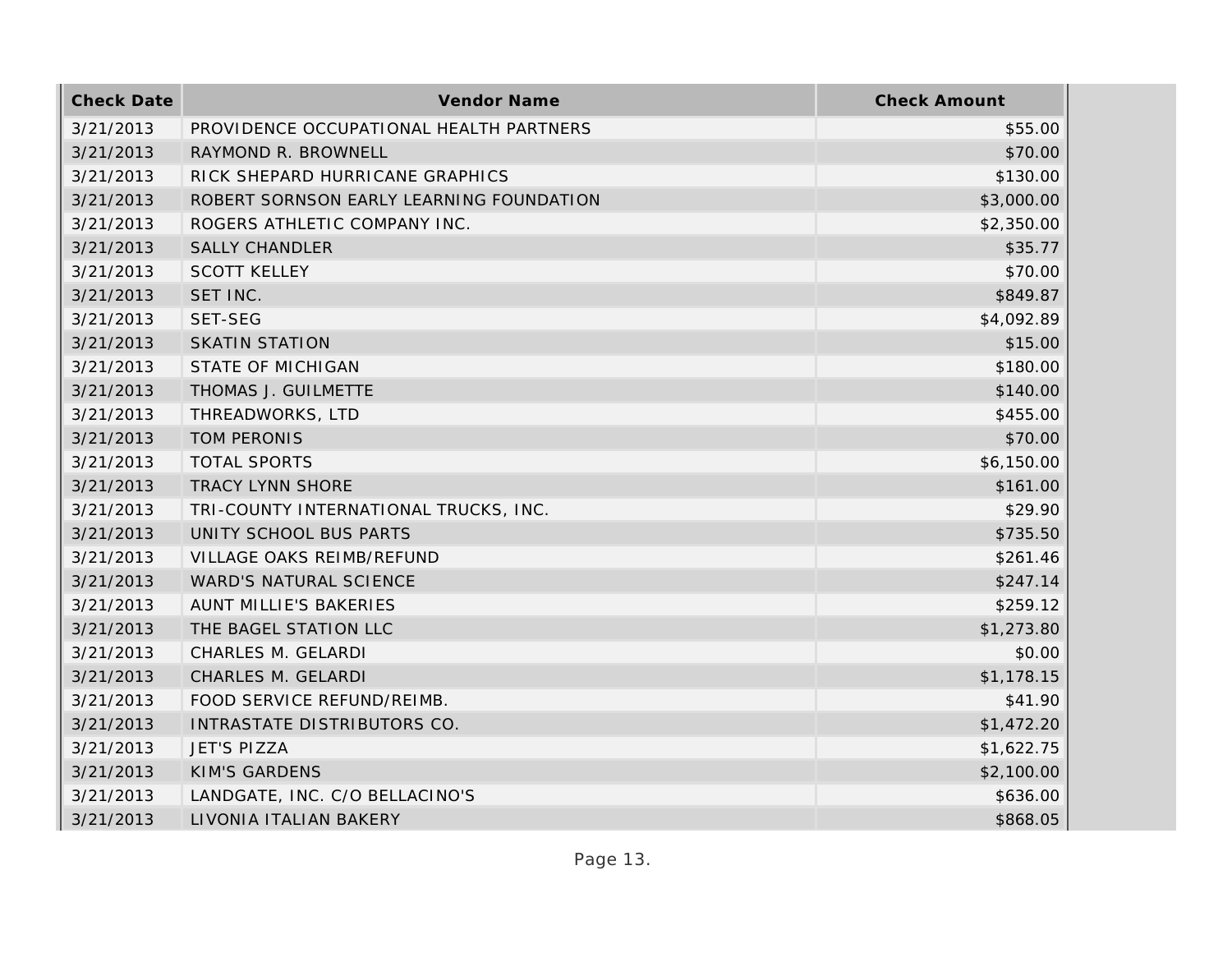| Check Date | Vendor Name | Check Amount |
|---|---|---|
| 3/21/2013 | PROVIDENCE OCCUPATIONAL HEALTH PARTNERS | $55.00 |
| 3/21/2013 | RAYMOND R. BROWNELL | $70.00 |
| 3/21/2013 | RICK SHEPARD HURRICANE GRAPHICS | $130.00 |
| 3/21/2013 | ROBERT SORNSON EARLY LEARNING FOUNDATION | $3,000.00 |
| 3/21/2013 | ROGERS ATHLETIC COMPANY INC. | $2,350.00 |
| 3/21/2013 | SALLY CHANDLER | $35.77 |
| 3/21/2013 | SCOTT KELLEY | $70.00 |
| 3/21/2013 | SET INC. | $849.87 |
| 3/21/2013 | SET-SEG | $4,092.89 |
| 3/21/2013 | SKATIN STATION | $15.00 |
| 3/21/2013 | STATE OF MICHIGAN | $180.00 |
| 3/21/2013 | THOMAS J. GUILMETTE | $140.00 |
| 3/21/2013 | THREADWORKS, LTD | $455.00 |
| 3/21/2013 | TOM PERONIS | $70.00 |
| 3/21/2013 | TOTAL SPORTS | $6,150.00 |
| 3/21/2013 | TRACY LYNN SHORE | $161.00 |
| 3/21/2013 | TRI-COUNTY INTERNATIONAL TRUCKS, INC. | $29.90 |
| 3/21/2013 | UNITY SCHOOL BUS PARTS | $735.50 |
| 3/21/2013 | VILLAGE OAKS REIMB/REFUND | $261.46 |
| 3/21/2013 | WARD'S NATURAL SCIENCE | $247.14 |
| 3/21/2013 | AUNT MILLIE'S BAKERIES | $259.12 |
| 3/21/2013 | THE BAGEL STATION LLC | $1,273.80 |
| 3/21/2013 | CHARLES M. GELARDI | $0.00 |
| 3/21/2013 | CHARLES M. GELARDI | $1,178.15 |
| 3/21/2013 | FOOD SERVICE REFUND/REIMB. | $41.90 |
| 3/21/2013 | INTRASTATE DISTRIBUTORS CO. | $1,472.20 |
| 3/21/2013 | JET'S PIZZA | $1,622.75 |
| 3/21/2013 | KIM'S GARDENS | $2,100.00 |
| 3/21/2013 | LANDGATE, INC. C/O BELLACINO'S | $636.00 |
| 3/21/2013 | LIVONIA ITALIAN BAKERY | $868.05 |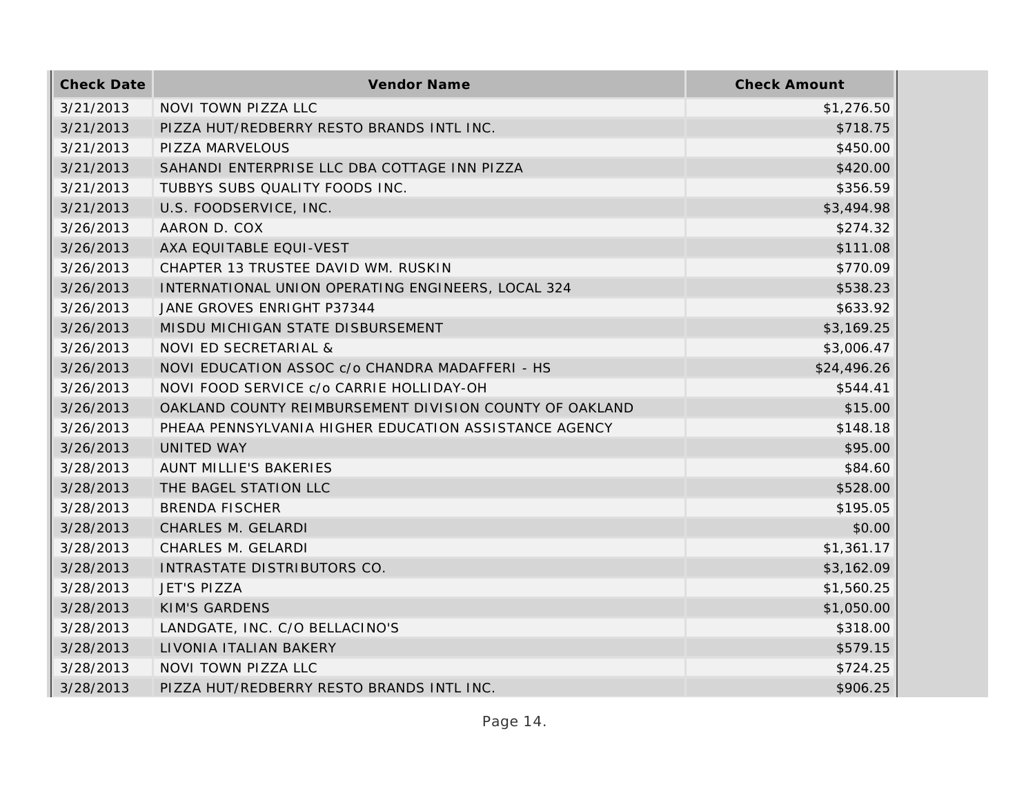| Check Date | Vendor Name | Check Amount |
| --- | --- | --- |
| 3/21/2013 | NOVI TOWN PIZZA LLC | $1,276.50 |
| 3/21/2013 | PIZZA HUT/REDBERRY RESTO BRANDS INTL INC. | $718.75 |
| 3/21/2013 | PIZZA MARVELOUS | $450.00 |
| 3/21/2013 | SAHANDI ENTERPRISE LLC DBA COTTAGE INN PIZZA | $420.00 |
| 3/21/2013 | TUBBYS SUBS QUALITY FOODS INC. | $356.59 |
| 3/21/2013 | U.S. FOODSERVICE, INC. | $3,494.98 |
| 3/26/2013 | AARON D. COX | $274.32 |
| 3/26/2013 | AXA EQUITABLE EQUI-VEST | $111.08 |
| 3/26/2013 | CHAPTER 13 TRUSTEE DAVID WM. RUSKIN | $770.09 |
| 3/26/2013 | INTERNATIONAL UNION OPERATING ENGINEERS, LOCAL 324 | $538.23 |
| 3/26/2013 | JANE GROVES ENRIGHT P37344 | $633.92 |
| 3/26/2013 | MISDU MICHIGAN STATE DISBURSEMENT | $3,169.25 |
| 3/26/2013 | NOVI ED SECRETARIAL & | $3,006.47 |
| 3/26/2013 | NOVI EDUCATION ASSOC c/o CHANDRA MADAFFERI - HS | $24,496.26 |
| 3/26/2013 | NOVI FOOD SERVICE c/o CARRIE HOLLIDAY-OH | $544.41 |
| 3/26/2013 | OAKLAND COUNTY REIMBURSEMENT DIVISION COUNTY OF OAKLAND | $15.00 |
| 3/26/2013 | PHEAA PENNSYLVANIA HIGHER EDUCATION ASSISTANCE AGENCY | $148.18 |
| 3/26/2013 | UNITED WAY | $95.00 |
| 3/28/2013 | AUNT MILLIE'S BAKERIES | $84.60 |
| 3/28/2013 | THE BAGEL STATION LLC | $528.00 |
| 3/28/2013 | BRENDA FISCHER | $195.05 |
| 3/28/2013 | CHARLES M. GELARDI | $0.00 |
| 3/28/2013 | CHARLES M. GELARDI | $1,361.17 |
| 3/28/2013 | INTRASTATE DISTRIBUTORS CO. | $3,162.09 |
| 3/28/2013 | JET'S PIZZA | $1,560.25 |
| 3/28/2013 | KIM'S GARDENS | $1,050.00 |
| 3/28/2013 | LANDGATE, INC. C/O BELLACINO'S | $318.00 |
| 3/28/2013 | LIVONIA ITALIAN BAKERY | $579.15 |
| 3/28/2013 | NOVI TOWN PIZZA LLC | $724.25 |
| 3/28/2013 | PIZZA HUT/REDBERRY RESTO BRANDS INTL INC. | $906.25 |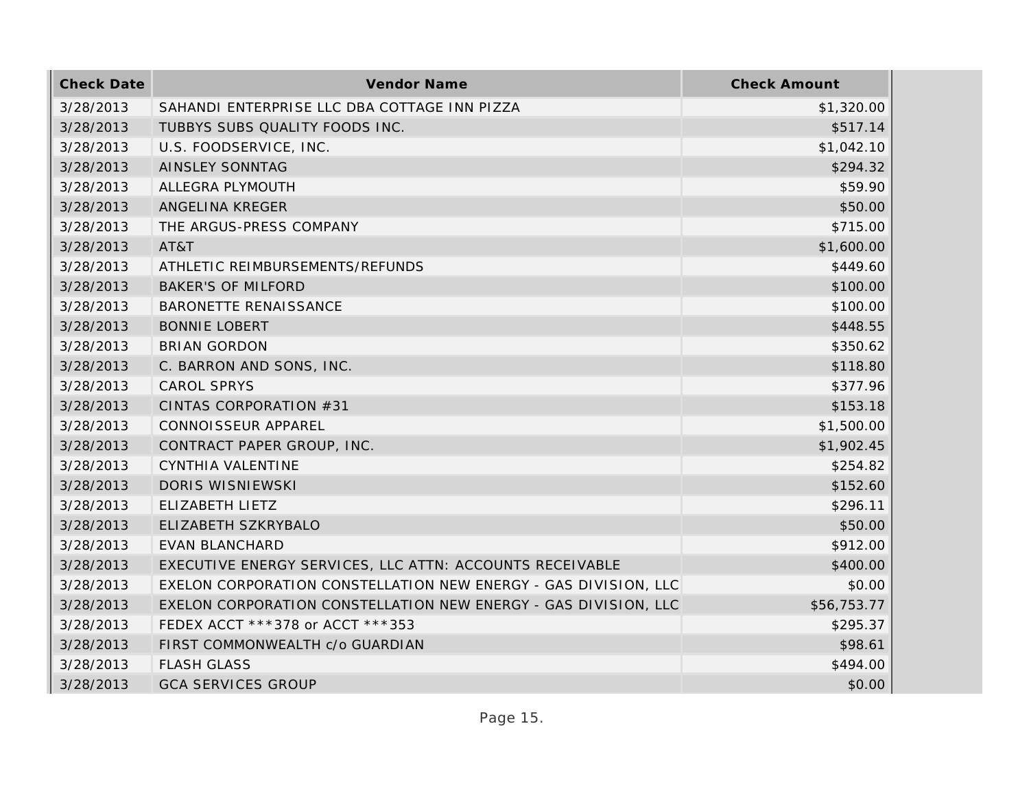| Check Date | Vendor Name | Check Amount |
| --- | --- | --- |
| 3/28/2013 | SAHANDI ENTERPRISE LLC DBA COTTAGE INN PIZZA | $1,320.00 |
| 3/28/2013 | TUBBYS SUBS QUALITY FOODS INC. | $517.14 |
| 3/28/2013 | U.S. FOODSERVICE, INC. | $1,042.10 |
| 3/28/2013 | AINSLEY SONNTAG | $294.32 |
| 3/28/2013 | ALLEGRA PLYMOUTH | $59.90 |
| 3/28/2013 | ANGELINA KREGER | $50.00 |
| 3/28/2013 | THE ARGUS-PRESS COMPANY | $715.00 |
| 3/28/2013 | AT&T | $1,600.00 |
| 3/28/2013 | ATHLETIC REIMBURSEMENTS/REFUNDS | $449.60 |
| 3/28/2013 | BAKER'S OF MILFORD | $100.00 |
| 3/28/2013 | BARONETTE RENAISSANCE | $100.00 |
| 3/28/2013 | BONNIE LOBERT | $448.55 |
| 3/28/2013 | BRIAN GORDON | $350.62 |
| 3/28/2013 | C. BARRON AND SONS, INC. | $118.80 |
| 3/28/2013 | CAROL SPRYS | $377.96 |
| 3/28/2013 | CINTAS CORPORATION #31 | $153.18 |
| 3/28/2013 | CONNOISSEUR APPAREL | $1,500.00 |
| 3/28/2013 | CONTRACT PAPER GROUP, INC. | $1,902.45 |
| 3/28/2013 | CYNTHIA VALENTINE | $254.82 |
| 3/28/2013 | DORIS WISNIEWSKI | $152.60 |
| 3/28/2013 | ELIZABETH LIETZ | $296.11 |
| 3/28/2013 | ELIZABETH SZKRYBALO | $50.00 |
| 3/28/2013 | EVAN BLANCHARD | $912.00 |
| 3/28/2013 | EXECUTIVE ENERGY SERVICES, LLC ATTN: ACCOUNTS RECEIVABLE | $400.00 |
| 3/28/2013 | EXELON CORPORATION CONSTELLATION NEW ENERGY - GAS DIVISION, LLC | $0.00 |
| 3/28/2013 | EXELON CORPORATION CONSTELLATION NEW ENERGY - GAS DIVISION, LLC | $56,753.77 |
| 3/28/2013 | FEDEX ACCT ***378 or ACCT ***353 | $295.37 |
| 3/28/2013 | FIRST COMMONWEALTH c/o GUARDIAN | $98.61 |
| 3/28/2013 | FLASH GLASS | $494.00 |
| 3/28/2013 | GCA SERVICES GROUP | $0.00 |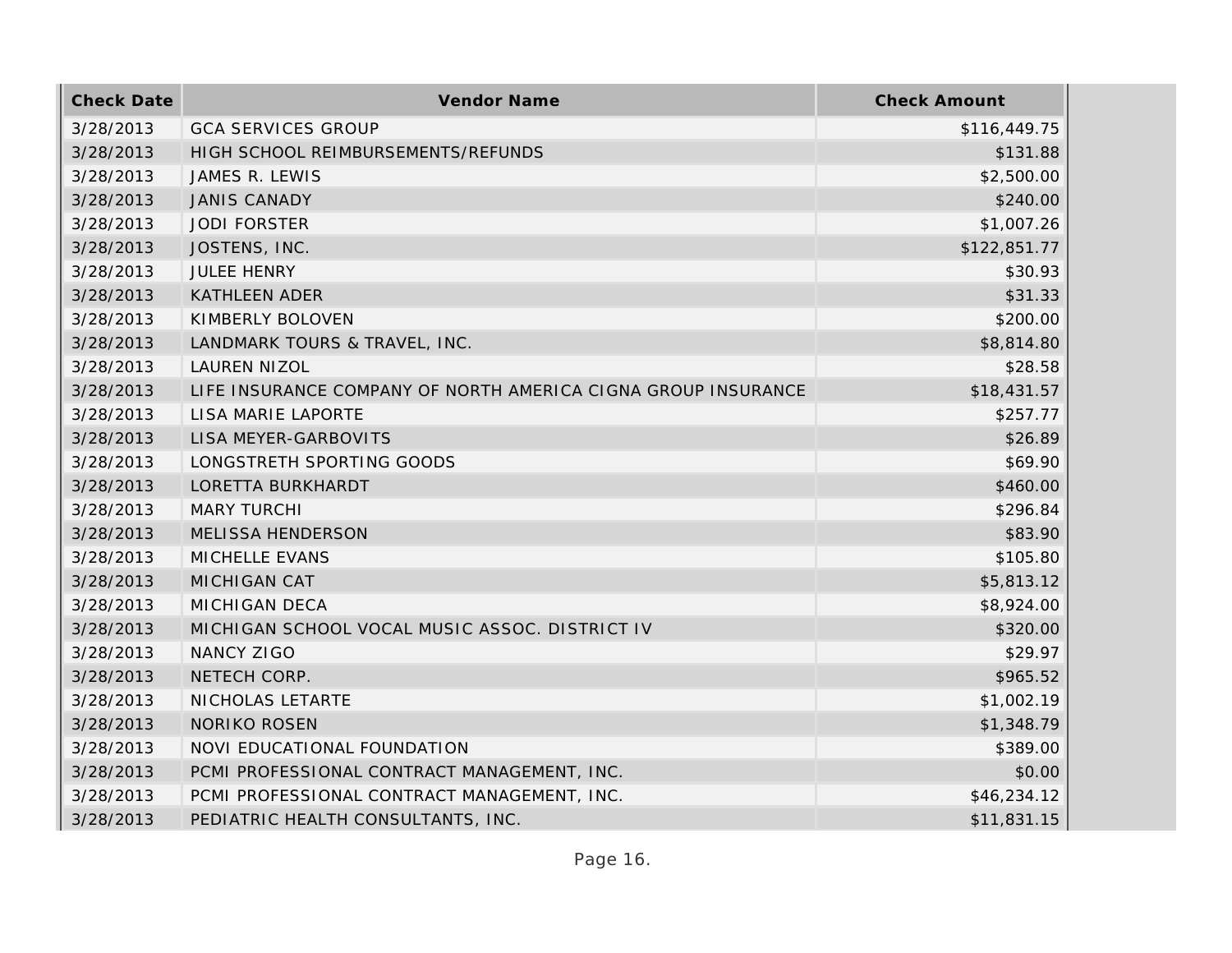| Check Date | Vendor Name | Check Amount |
|---|---|---|
| 3/28/2013 | GCA SERVICES GROUP | $116,449.75 |
| 3/28/2013 | HIGH SCHOOL REIMBURSEMENTS/REFUNDS | $131.88 |
| 3/28/2013 | JAMES R. LEWIS | $2,500.00 |
| 3/28/2013 | JANIS CANADY | $240.00 |
| 3/28/2013 | JODI FORSTER | $1,007.26 |
| 3/28/2013 | JOSTENS, INC. | $122,851.77 |
| 3/28/2013 | JULEE HENRY | $30.93 |
| 3/28/2013 | KATHLEEN ADER | $31.33 |
| 3/28/2013 | KIMBERLY BOLOVEN | $200.00 |
| 3/28/2013 | LANDMARK TOURS & TRAVEL, INC. | $8,814.80 |
| 3/28/2013 | LAUREN NIZOL | $28.58 |
| 3/28/2013 | LIFE INSURANCE COMPANY OF NORTH AMERICA CIGNA GROUP INSURANCE | $18,431.57 |
| 3/28/2013 | LISA MARIE LAPORTE | $257.77 |
| 3/28/2013 | LISA MEYER-GARBOVITS | $26.89 |
| 3/28/2013 | LONGSTRETH SPORTING GOODS | $69.90 |
| 3/28/2013 | LORETTA BURKHARDT | $460.00 |
| 3/28/2013 | MARY TURCHI | $296.84 |
| 3/28/2013 | MELISSA HENDERSON | $83.90 |
| 3/28/2013 | MICHELLE EVANS | $105.80 |
| 3/28/2013 | MICHIGAN CAT | $5,813.12 |
| 3/28/2013 | MICHIGAN DECA | $8,924.00 |
| 3/28/2013 | MICHIGAN SCHOOL VOCAL MUSIC ASSOC. DISTRICT IV | $320.00 |
| 3/28/2013 | NANCY ZIGO | $29.97 |
| 3/28/2013 | NETECH CORP. | $965.52 |
| 3/28/2013 | NICHOLAS LETARTE | $1,002.19 |
| 3/28/2013 | NORIKO ROSEN | $1,348.79 |
| 3/28/2013 | NOVI EDUCATIONAL FOUNDATION | $389.00 |
| 3/28/2013 | PCMI PROFESSIONAL CONTRACT MANAGEMENT, INC. | $0.00 |
| 3/28/2013 | PCMI PROFESSIONAL CONTRACT MANAGEMENT, INC. | $46,234.12 |
| 3/28/2013 | PEDIATRIC HEALTH CONSULTANTS, INC. | $11,831.15 |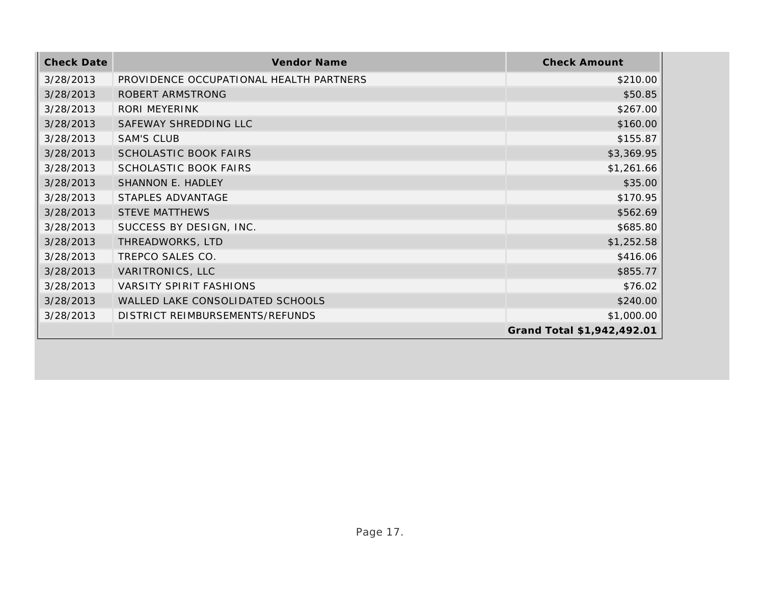| Check Date | Vendor Name | Check Amount |
| --- | --- | --- |
| 3/28/2013 | PROVIDENCE OCCUPATIONAL HEALTH PARTNERS | $210.00 |
| 3/28/2013 | ROBERT ARMSTRONG | $50.85 |
| 3/28/2013 | RORI MEYERINK | $267.00 |
| 3/28/2013 | SAFEWAY SHREDDING LLC | $160.00 |
| 3/28/2013 | SAM'S CLUB | $155.87 |
| 3/28/2013 | SCHOLASTIC BOOK FAIRS | $3,369.95 |
| 3/28/2013 | SCHOLASTIC BOOK FAIRS | $1,261.66 |
| 3/28/2013 | SHANNON E. HADLEY | $35.00 |
| 3/28/2013 | STAPLES ADVANTAGE | $170.95 |
| 3/28/2013 | STEVE MATTHEWS | $562.69 |
| 3/28/2013 | SUCCESS BY DESIGN, INC. | $685.80 |
| 3/28/2013 | THREADWORKS, LTD | $1,252.58 |
| 3/28/2013 | TREPCO SALES CO. | $416.06 |
| 3/28/2013 | VARITRONICS, LLC | $855.77 |
| 3/28/2013 | VARSITY SPIRIT FASHIONS | $76.02 |
| 3/28/2013 | WALLED LAKE CONSOLIDATED SCHOOLS | $240.00 |
| 3/28/2013 | DISTRICT REIMBURSEMENTS/REFUNDS | $1,000.00 |
| | | **Grand Total $1,942,492.01** |